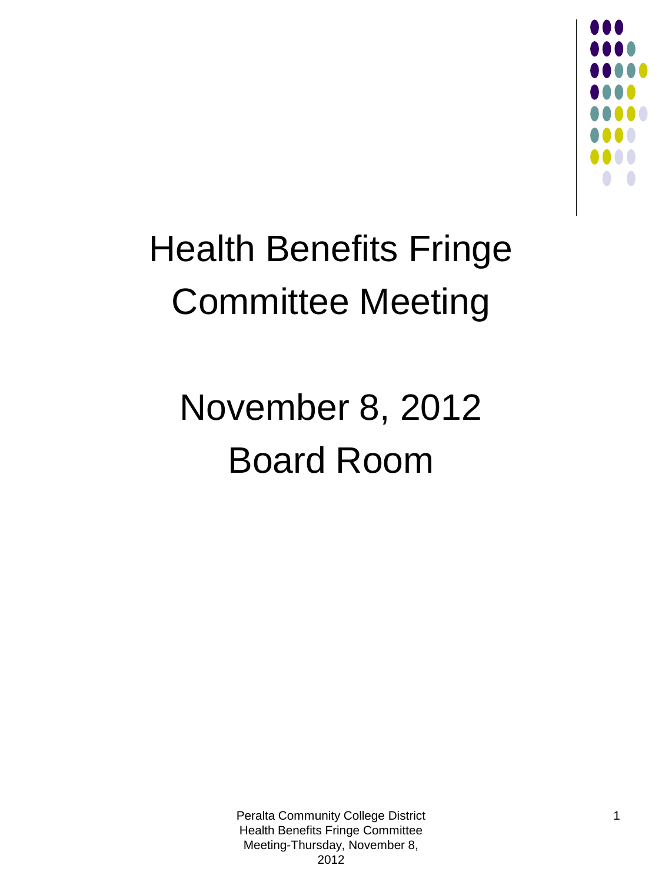# Health Benefits Fringe Committee Meeting

## November 8, 2012
## Board Room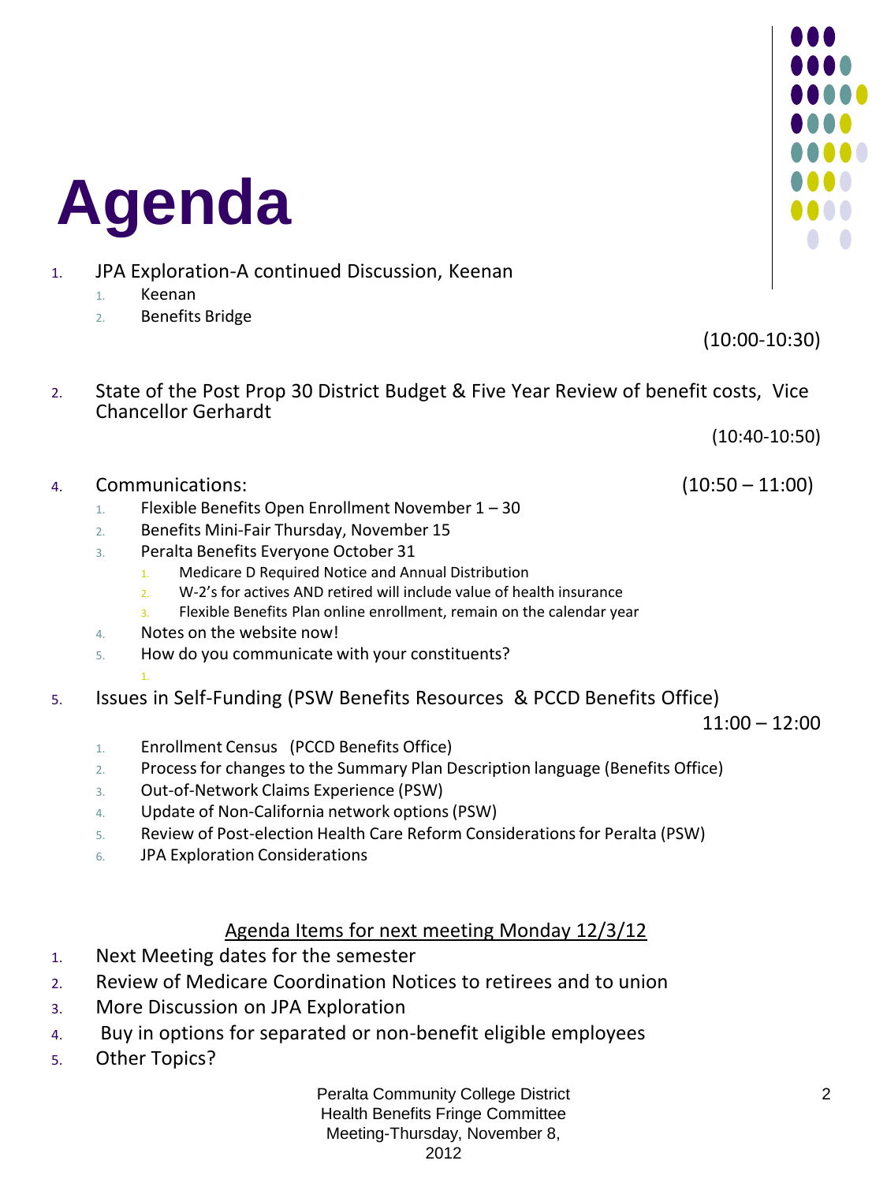# Agenda

1. JPA Exploration-A continued Discussion, Keenan
   1. Keenan
   2. Benefits Bridge

   (10:00-10:30)

2. State of the Post Prop 30 District Budget & Five Year Review of benefit costs, Vice Chancellor Gerhardt

   (10:40-10:50)

4. Communications: (10:50 – 11:00)
   1. Flexible Benefits Open Enrollment November 1 – 30
   2. Benefits Mini-Fair Thursday, November 15
   3. Peralta Benefits Everyone October 31
      1. Medicare D Required Notice and Annual Distribution
      2. W-2's for actives AND retired will include value of health insurance
      3. Flexible Benefits Plan online enrollment, remain on the calendar year
   4. Notes on the website now!
   5. How do you communicate with your constituents?
      1.

5. Issues in Self-Funding (PSW Benefits Resources & PCCD Benefits Office)

   11:00 – 12:00

   1. Enrollment Census (PCCD Benefits Office)
   2. Process for changes to the Summary Plan Description language (Benefits Office)
   3. Out-of-Network Claims Experience (PSW)
   4. Update of Non-California network options (PSW)
   5. Review of Post-election Health Care Reform Considerations for Peralta (PSW)
   6. JPA Exploration Considerations

<u>Agenda Items for next meeting Monday 12/3/12</u>

1. Next Meeting dates for the semester
2. Review of Medicare Coordination Notices to retirees and to union
3. More Discussion on JPA Exploration
4. Buy in options for separated or non-benefit eligible employees
5. Other Topics?

Peralta Community College District
Health Benefits Fringe Committee
Meeting-Thursday, November 8, 2012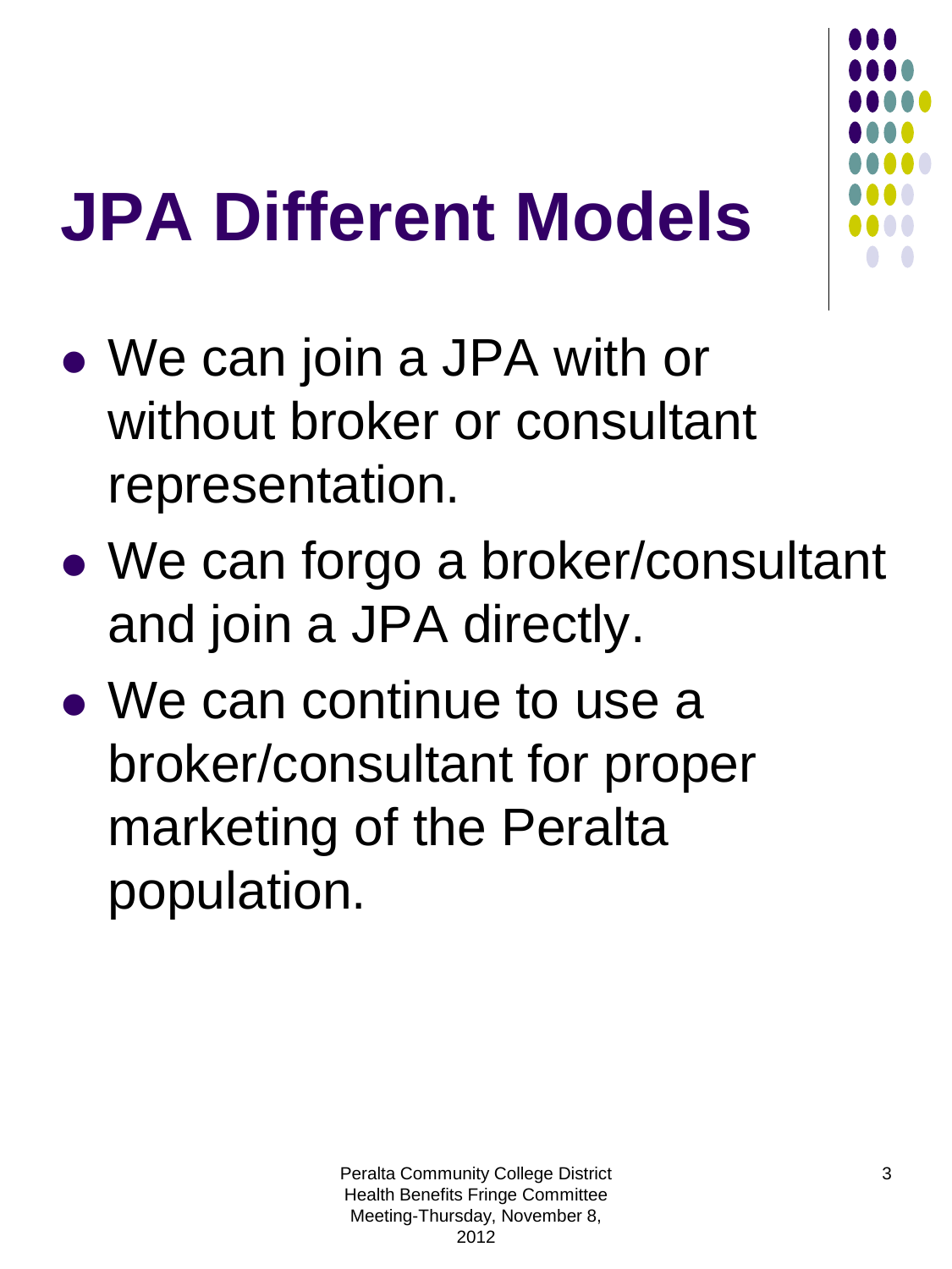# JPA Different Models

- We can join a JPA with or without broker or consultant representation.
- We can forgo a broker/consultant and join a JPA directly.
- We can continue to use a broker/consultant for proper marketing of the Peralta population.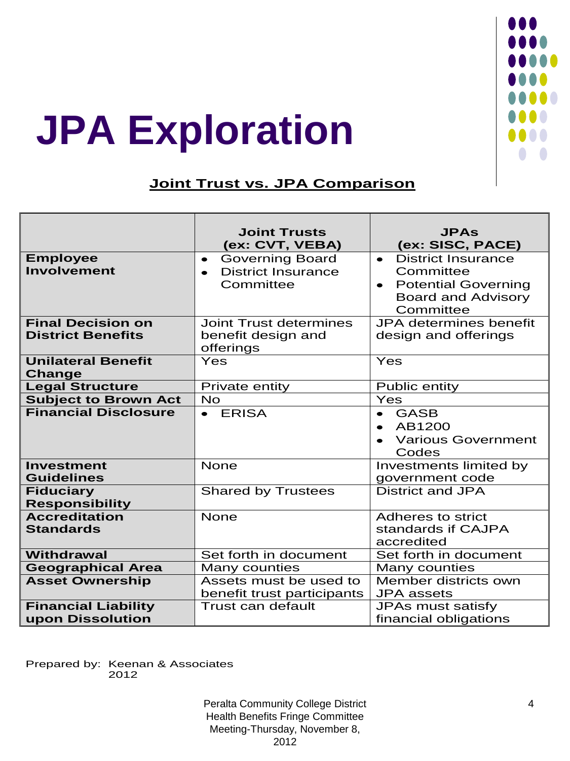# JPA Exploration

## Joint Trust vs. JPA Comparison

| | Joint Trusts (ex: CVT, VEBA) | JPAs (ex: SISC, PACE) |
|---|---|---|
| **Employee Involvement** | • Governing Board<br>• District Insurance Committee | • District Insurance Committee<br>• Potential Governing Board and Advisory Committee |
| **Final Decision on District Benefits** | Joint Trust determines benefit design and offerings | JPA determines benefit design and offerings |
| **Unilateral Benefit Change** | Yes | Yes |
| **Legal Structure** | Private entity | Public entity |
| **Subject to Brown Act** | No | Yes |
| **Financial Disclosure** | • ERISA | • GASB<br>• AB1200<br>• Various Government Codes |
| **Investment Guidelines** | None | Investments limited by government code |
| **Fiduciary Responsibility** | Shared by Trustees | District and JPA |
| **Accreditation Standards** | None | Adheres to strict standards if CAJPA accredited |
| **Withdrawal** | Set forth in document | Set forth in document |
| **Geographical Area** | Many counties | Many counties |
| **Asset Ownership** | Assets must be used to benefit trust participants | Member districts own JPA assets |
| **Financial Liability upon Dissolution** | Trust can default | JPAs must satisfy financial obligations |

Prepared by: Keenan & Associates
2012

Peralta Community College District
Health Benefits Fringe Committee
Meeting-Thursday, November 8, 2012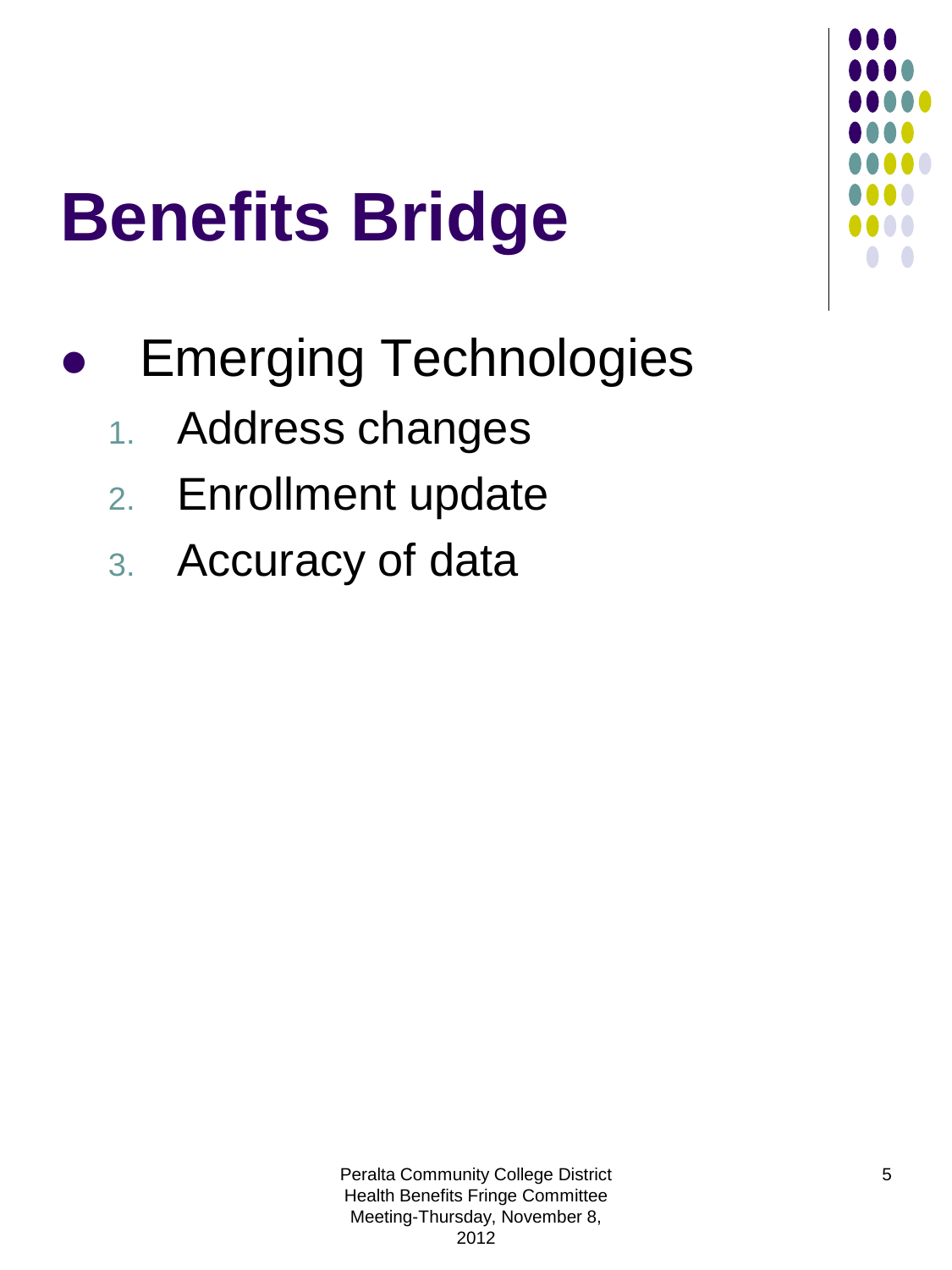# Benefits Bridge

- Emerging Technologies
  1. Address changes
  2. Enrollment update
  3. Accuracy of data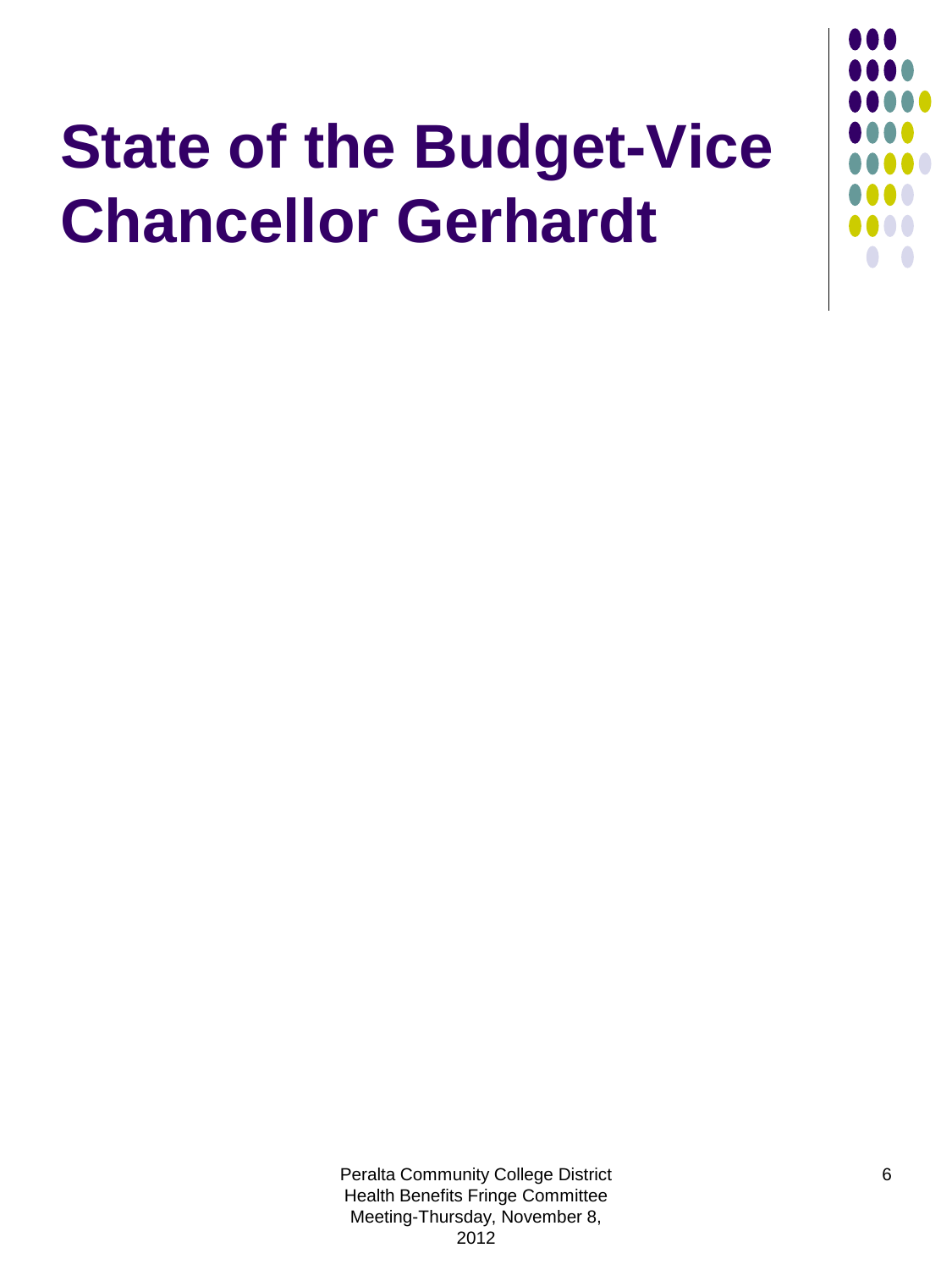# State of the Budget-Vice Chancellor Gerhardt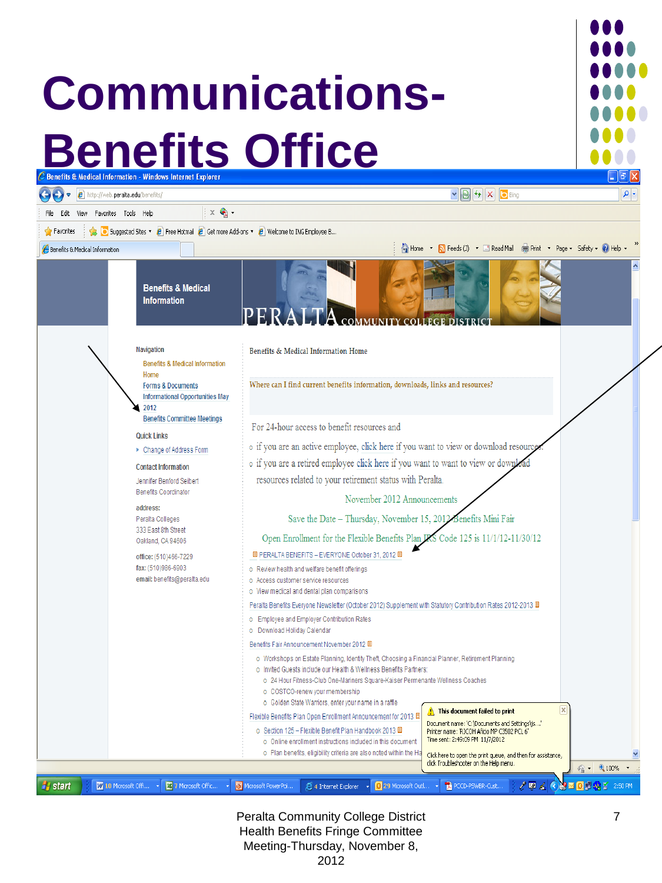# Communications-Benefits Office

Benefits & Medical Information - Windows Internet Explorer

http://web.peralta.edu/benefits/

**Benefits & Medical Information**

PERALTA COMMUNITY COLLEGE DISTRICT

Navigation

- Benefits & Medical Information Home
- Forms & Documents
- Informational Opportunities May 2012
- Benefits Committee Meetings

Quick Links

- Change of Address Form

Contact Information

Jennifer Benford Seibert
Benefits Coordinator

address:
Peralta Colleges
333 East 8th Street
Oakland, CA 94606

office: (510)466-7229
fax: (510)986-6903
email: benefits@peralta.edu

Benefits & Medical Information Home

Where can I find current benefits information, downloads, links and resources?

For 24-hour access to benefit resources and

- if you are an active employee, click here if you want to view or download resources
- if you are a retired employee click here if you want to want to view or download resources related to your retirement status with Peralta.

November 2012 Announcements

Save the Date – Thursday, November 15, 2012 Benefits Mini Fair

Open Enrollment for the Flexible Benefits Plan IRS Code 125 is 11/1/12-11/30/12

PERALTA BENEFITS – EVERYONE October 31, 2012

- Review health and welfare benefit offerings
- Access customer service resources
- View medical and dental plan comparisons

Peralta Benefits Everyone Newsletter (October 2012) Supplement with Statutory Contribution Rates 2012-2013

- Employee and Employer Contribution Rates
- Download Holiday Calendar

Benefits Fair Announcement November 2012

- Workshops on Estate Planning, Identity Theft, Choosing a Financial Planner, Retirement Planning
- Invited Guests include our Health & Wellness Benefits Partners:
  - 24 Hour Fitness-Club One-Mariners Square-Kaiser Permenante Wellness Coaches
  - COSTCO-renew your membership
  - Golden State Warriors, enter your name in a raffle

Flexible Benefits Plan Open Enrollment Announcement for 2013

- Section 125 – Flexible Benefit Plan Handbook 2013
  - Online enrollment instructions included in this document
  - Plan benefits, eligibility criteria are also noted within the Ha...

Peralta Community College District
Health Benefits Fringe Committee
Meeting-Thursday, November 8, 2012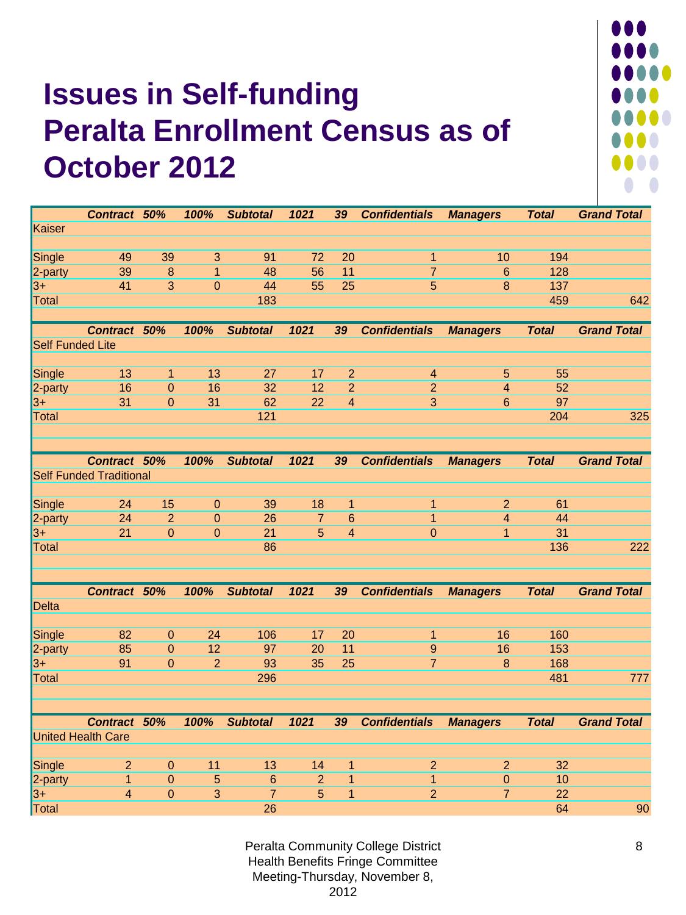# Issues in Self-funding Peralta Enrollment Census as of October 2012

| | Contract | 50% | 100% | Subtotal | 1021 | 39 | Confidentials | Managers | Total | Grand Total |
|---|---|---|---|---|---|---|---|---|---|---|
| Kaiser | | | | | | | | | | |
| Single | 49 | 39 | 3 | 91 | 72 | 20 | 1 | 10 | 194 | |
| 2-party | 39 | 8 | 1 | 48 | 56 | 11 | 7 | 6 | 128 | |
| 3+ | 41 | 3 | 0 | 44 | 55 | 25 | 5 | 8 | 137 | |
| Total | | | | 183 | | | | | 459 | 642 |

| | Contract | 50% | 100% | Subtotal | 1021 | 39 | Confidentials | Managers | Total | Grand Total |
|---|---|---|---|---|---|---|---|---|---|---|
| Self Funded Lite | | | | | | | | | | |
| Single | 13 | 1 | 13 | 27 | 17 | 2 | 4 | 5 | 55 | |
| 2-party | 16 | 0 | 16 | 32 | 12 | 2 | 2 | 4 | 52 | |
| 3+ | 31 | 0 | 31 | 62 | 22 | 4 | 3 | 6 | 97 | |
| Total | | | | 121 | | | | | 204 | 325 |

| | Contract | 50% | 100% | Subtotal | 1021 | 39 | Confidentials | Managers | Total | Grand Total |
|---|---|---|---|---|---|---|---|---|---|---|
| Self Funded Traditional | | | | | | | | | | |
| Single | 24 | 15 | 0 | 39 | 18 | 1 | 1 | 2 | 61 | |
| 2-party | 24 | 2 | 0 | 26 | 7 | 6 | 1 | 4 | 44 | |
| 3+ | 21 | 0 | 0 | 21 | 5 | 4 | 0 | 1 | 31 | |
| Total | | | | 86 | | | | | 136 | 222 |

| | Contract | 50% | 100% | Subtotal | 1021 | 39 | Confidentials | Managers | Total | Grand Total |
|---|---|---|---|---|---|---|---|---|---|---|
| Delta | | | | | | | | | | |
| Single | 82 | 0 | 24 | 106 | 17 | 20 | 1 | 16 | 160 | |
| 2-party | 85 | 0 | 12 | 97 | 20 | 11 | 9 | 16 | 153 | |
| 3+ | 91 | 0 | 2 | 93 | 35 | 25 | 7 | 8 | 168 | |
| Total | | | | 296 | | | | | 481 | 777 |

| | Contract | 50% | 100% | Subtotal | 1021 | 39 | Confidentials | Managers | Total | Grand Total |
|---|---|---|---|---|---|---|---|---|---|---|
| United Health Care | | | | | | | | | | |
| Single | 2 | 0 | 11 | 13 | 14 | 1 | 2 | 2 | 32 | |
| 2-party | 1 | 0 | 5 | 6 | 2 | 1 | 1 | 0 | 10 | |
| 3+ | 4 | 0 | 3 | 7 | 5 | 1 | 2 | 7 | 22 | |
| Total | | | | 26 | | | | | 64 | 90 |

Peralta Community College District
Health Benefits Fringe Committee
Meeting-Thursday, November 8, 2012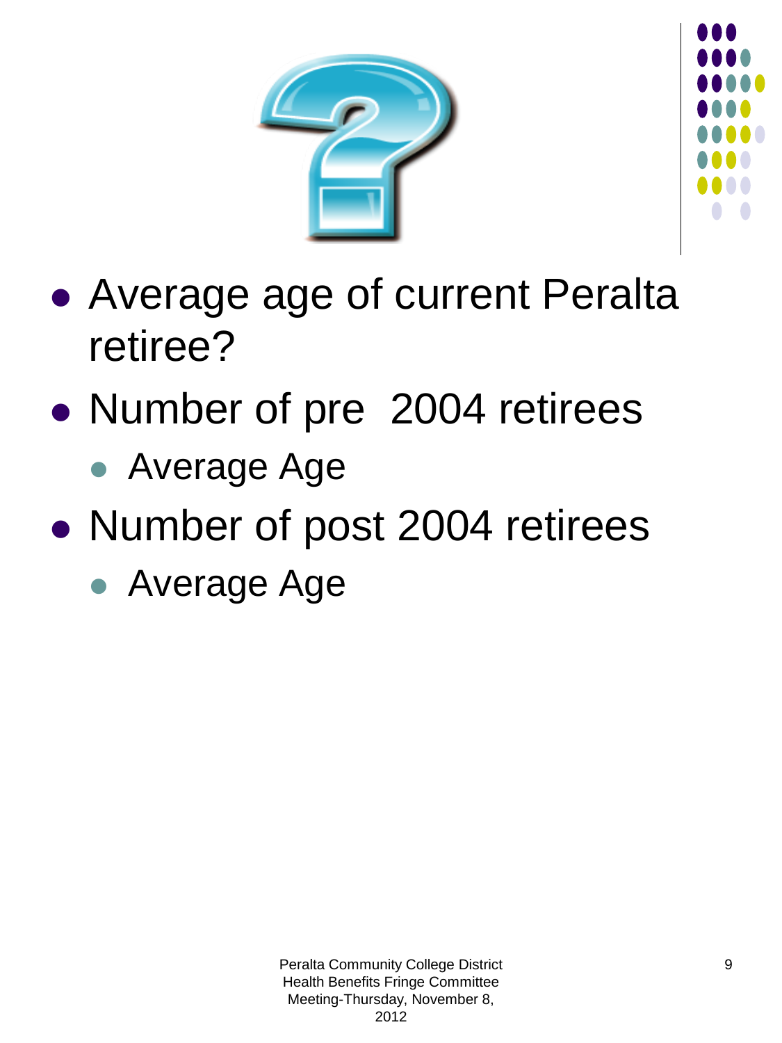- Average age of current Peralta retiree?
- Number of pre  2004 retirees
  - Average Age
- Number of post 2004 retirees
  - Average Age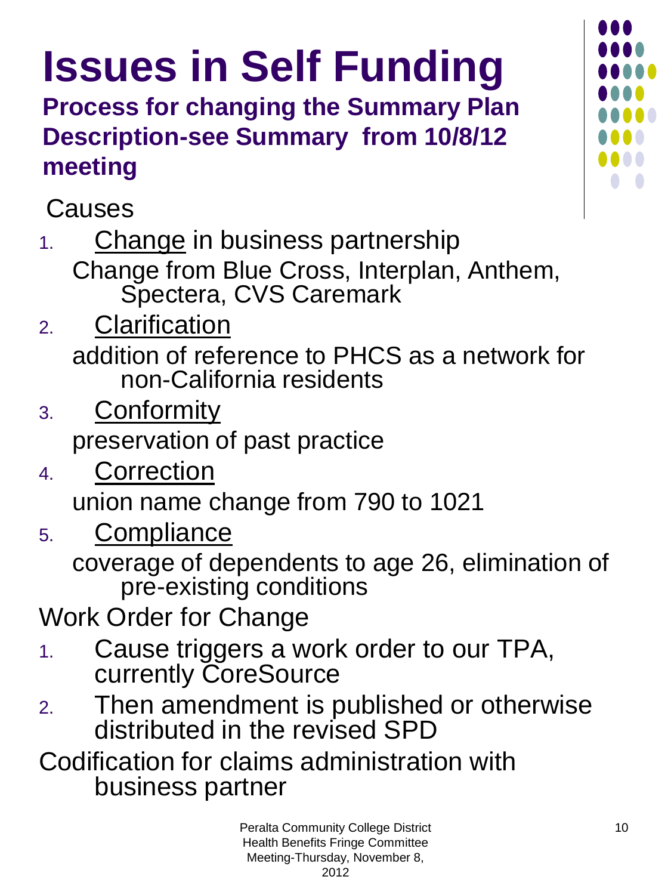# Issues in Self Funding

**Process for changing the Summary Plan Description-see Summary from 10/8/12 meeting**

Causes

1. Change in business partnership
   Change from Blue Cross, Interplan, Anthem, Spectera, CVS Caremark
2. Clarification
   addition of reference to PHCS as a network for non-California residents
3. Conformity
   preservation of past practice
4. Correction
   union name change from 790 to 1021
5. Compliance
   coverage of dependents to age 26, elimination of pre-existing conditions

Work Order for Change

1. Cause triggers a work order to our TPA, currently CoreSource
2. Then amendment is published or otherwise distributed in the revised SPD

Codification for claims administration with business partner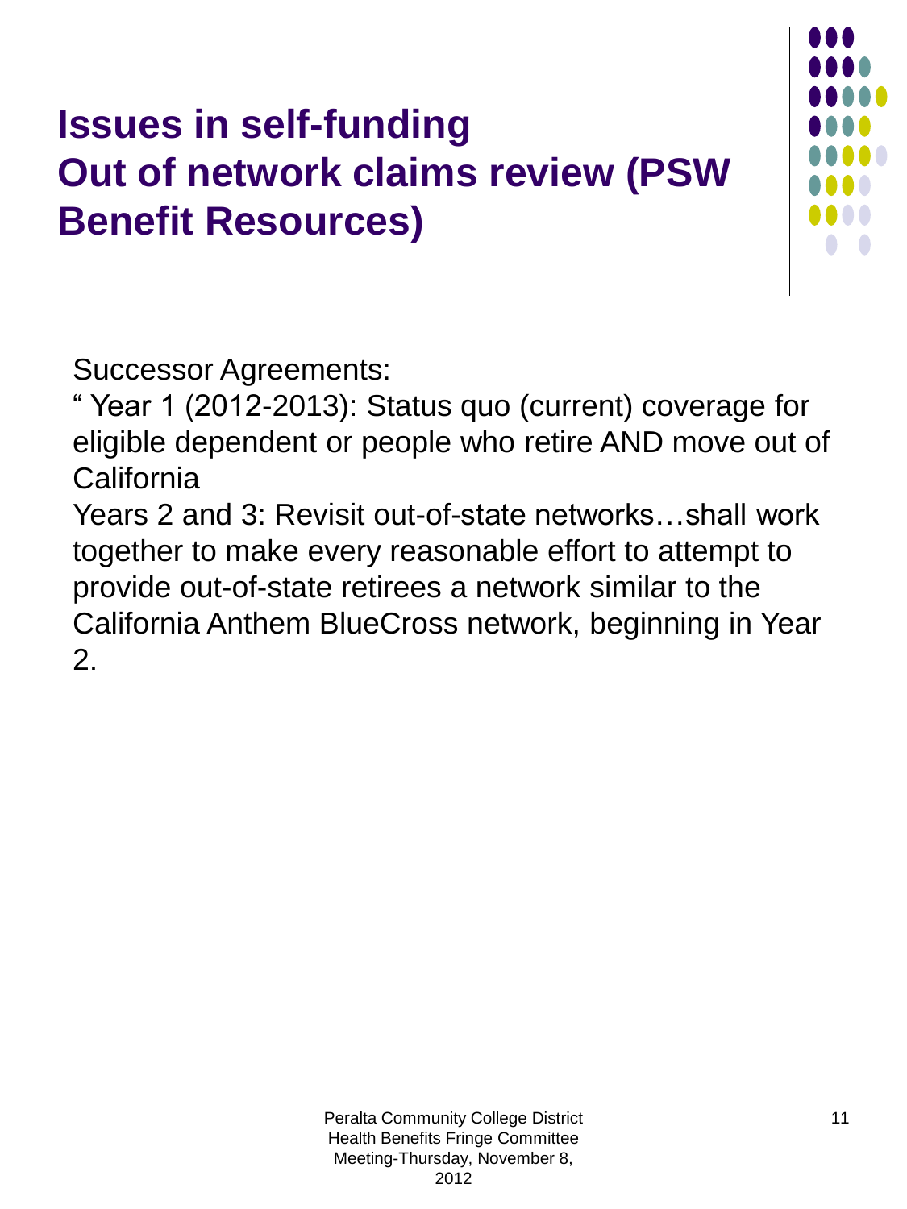# Issues in self-funding
# Out of network claims review (PSW Benefit Resources)

Successor Agreements:

" Year 1 (2012-2013): Status quo (current) coverage for eligible dependent or people who retire AND move out of California

Years 2 and 3: Revisit out-of-state networks…shall work together to make every reasonable effort to attempt to provide out-of-state retirees a network similar to the California Anthem BlueCross network, beginning in Year 2.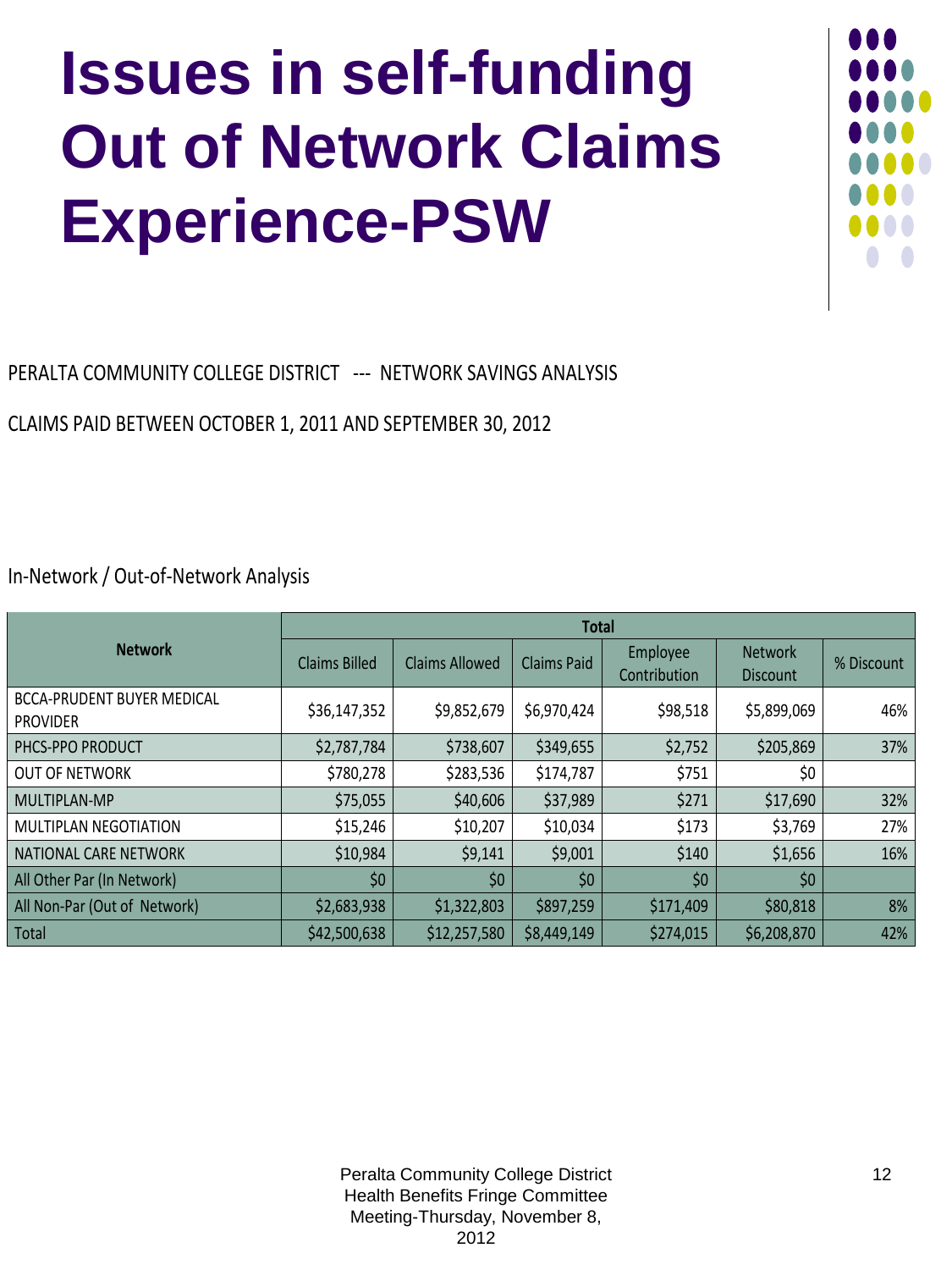# Issues in self-funding Out of Network Claims Experience-PSW

PERALTA COMMUNITY COLLEGE DISTRICT --- NETWORK SAVINGS ANALYSIS

CLAIMS PAID BETWEEN OCTOBER 1, 2011 AND SEPTEMBER 30, 2012

In-Network / Out-of-Network Analysis

| Network | Total | | | | | |
|---|---|---|---|---|---|---|
| | Claims Billed | Claims Allowed | Claims Paid | Employee Contribution | Network Discount | % Discount |
| BCCA-PRUDENT BUYER MEDICAL PROVIDER | $36,147,352 | $9,852,679 | $6,970,424 | $98,518 | $5,899,069 | 46% |
| PHCS-PPO PRODUCT | $2,787,784 | $738,607 | $349,655 | $2,752 | $205,869 | 37% |
| OUT OF NETWORK | $780,278 | $283,536 | $174,787 | $751 | $0 | |
| MULTIPLAN-MP | $75,055 | $40,606 | $37,989 | $271 | $17,690 | 32% |
| MULTIPLAN NEGOTIATION | $15,246 | $10,207 | $10,034 | $173 | $3,769 | 27% |
| NATIONAL CARE NETWORK | $10,984 | $9,141 | $9,001 | $140 | $1,656 | 16% |
| All Other Par (In Network) | $0 | $0 | $0 | $0 | $0 | |
| All Non-Par (Out of Network) | $2,683,938 | $1,322,803 | $897,259 | $171,409 | $80,818 | 8% |
| Total | $42,500,638 | $12,257,580 | $8,449,149 | $274,015 | $6,208,870 | 42% |

Peralta Community College District
Health Benefits Fringe Committee
Meeting-Thursday, November 8, 2012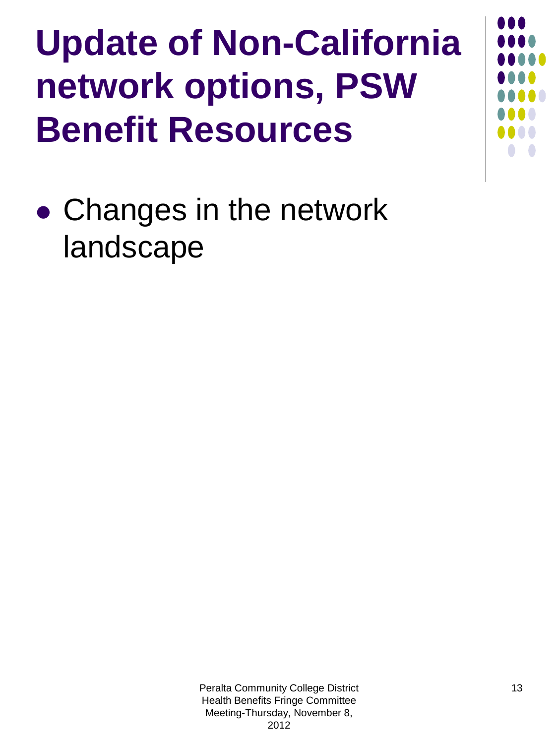# Update of Non-California network options, PSW Benefit Resources

- Changes in the network landscape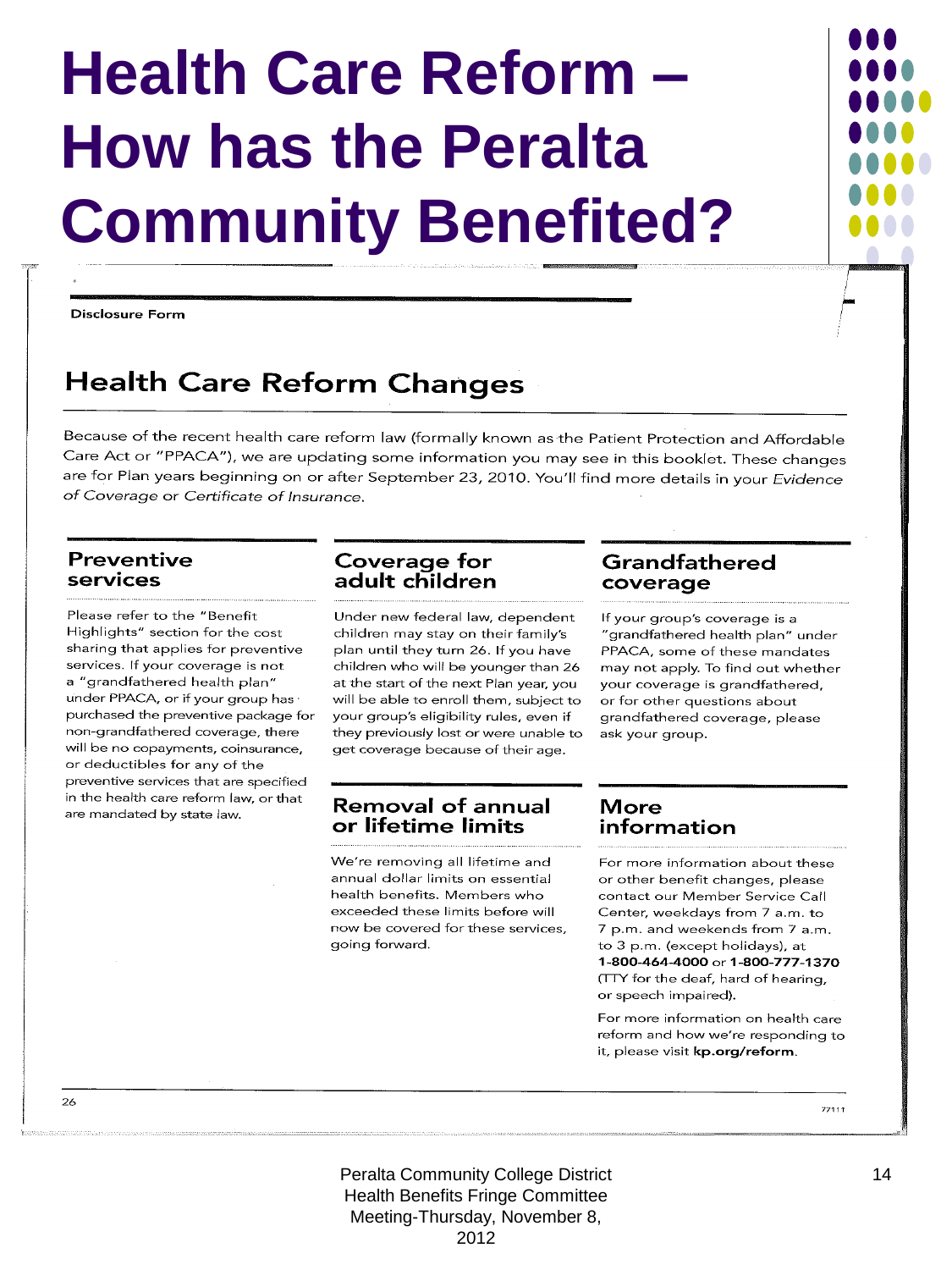# Health Care Reform – How has the Peralta Community Benefited?

Disclosure Form

## Health Care Reform Changes

Because of the recent health care reform law (formally known as the Patient Protection and Affordable Care Act or "PPACA"), we are updating some information you may see in this booklet. These changes are for Plan years beginning on or after September 23, 2010. You'll find more details in your *Evidence of Coverage* or *Certificate of Insurance*.

### Preventive services

Please refer to the "Benefit Highlights" section for the cost sharing that applies for preventive services. If your coverage is not a "grandfathered health plan" under PPACA, or if your group has purchased the preventive package for non-grandfathered coverage, there will be no copayments, coinsurance, or deductibles for any of the preventive services that are specified in the health care reform law, or that are mandated by state law.

### Coverage for adult children

Under new federal law, dependent children may stay on their family's plan until they turn 26. If you have children who will be younger than 26 at the start of the next Plan year, you will be able to enroll them, subject to your group's eligibility rules, even if they previously lost or were unable to get coverage because of their age.

### Removal of annual or lifetime limits

We're removing all lifetime and annual dollar limits on essential health benefits. Members who exceeded these limits before will now be covered for these services, going forward.

### Grandfathered coverage

If your group's coverage is a "grandfathered health plan" under PPACA, some of these mandates may not apply. To find out whether your coverage is grandfathered, or for other questions about grandfathered coverage, please ask your group.

### More information

For more information about these or other benefit changes, please contact our Member Service Call Center, weekdays from 7 a.m. to 7 p.m. and weekends from 7 a.m. to 3 p.m. (except holidays), at **1-800-464-4000** or **1-800-777-1370** (TTY for the deaf, hard of hearing, or speech impaired).

For more information on health care reform and how we're responding to it, please visit **kp.org/reform**.

26

77111

Peralta Community College District
Health Benefits Fringe Committee
Meeting-Thursday, November 8, 2012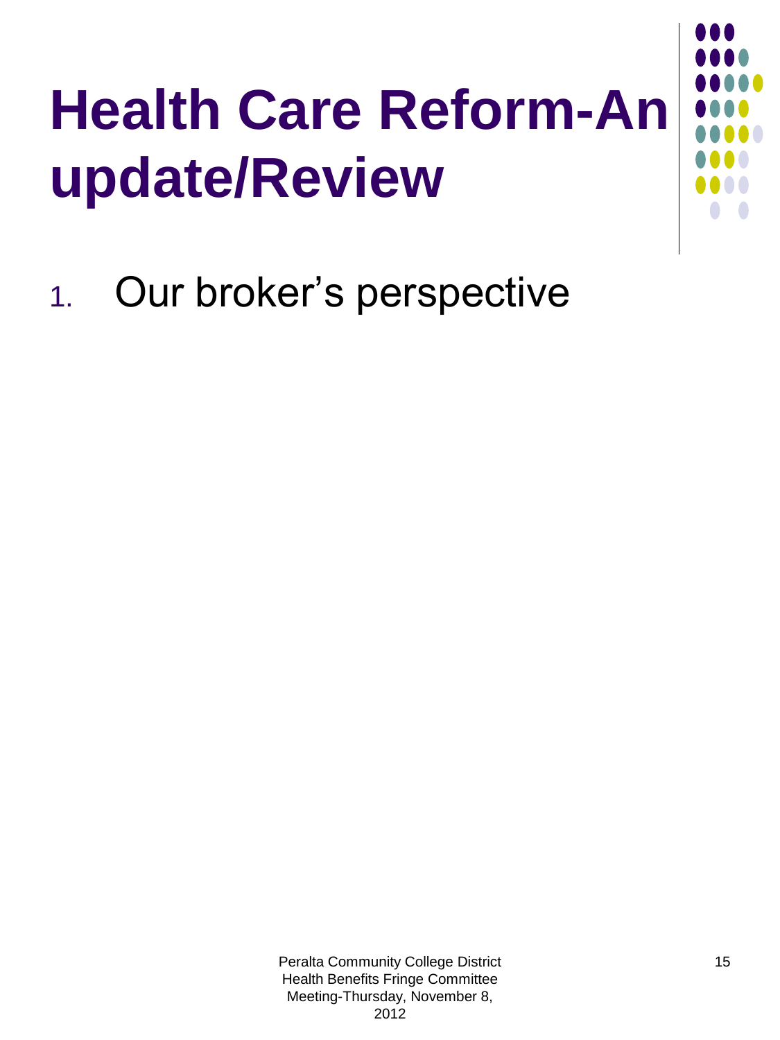# Health Care Reform-An update/Review

1. Our broker's perspective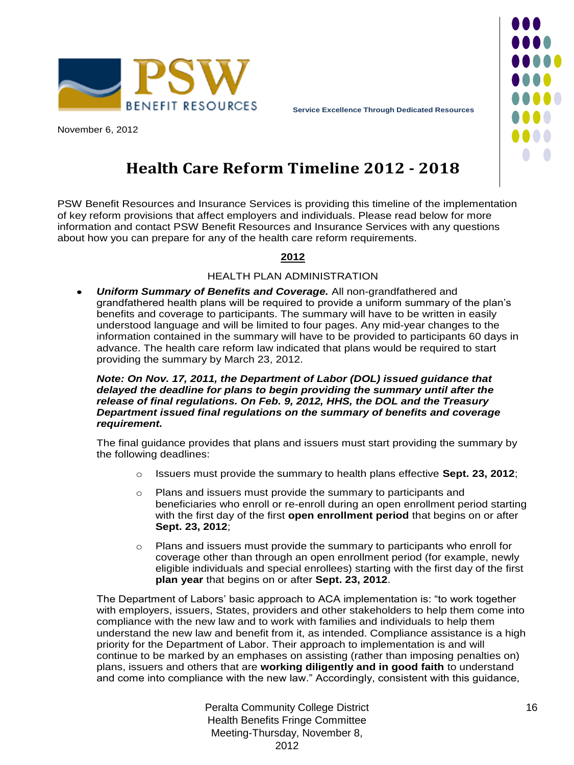PSW BENEFIT RESOURCES

Service Excellence Through Dedicated Resources

November 6, 2012

# Health Care Reform Timeline 2012 - 2018

PSW Benefit Resources and Insurance Services is providing this timeline of the implementation of key reform provisions that affect employers and individuals. Please read below for more information and contact PSW Benefit Resources and Insurance Services with any questions about how you can prepare for any of the health care reform requirements.

## 2012

### HEALTH PLAN ADMINISTRATION

- ***Uniform Summary of Benefits and Coverage.*** All non-grandfathered and grandfathered health plans will be required to provide a uniform summary of the plan's benefits and coverage to participants. The summary will have to be written in easily understood language and will be limited to four pages. Any mid-year changes to the information contained in the summary will have to be provided to participants 60 days in advance. The health care reform law indicated that plans would be required to start providing the summary by March 23, 2012.

  ***Note: On Nov. 17, 2011, the Department of Labor (DOL) issued guidance that delayed the deadline for plans to begin providing the summary until after the release of final regulations. On Feb. 9, 2012, HHS, the DOL and the Treasury Department issued final regulations on the summary of benefits and coverage requirement.***

  The final guidance provides that plans and issuers must start providing the summary by the following deadlines:

  - Issuers must provide the summary to health plans effective **Sept. 23, 2012**;
  - Plans and issuers must provide the summary to participants and beneficiaries who enroll or re-enroll during an open enrollment period starting with the first day of the first **open enrollment period** that begins on or after **Sept. 23, 2012**;
  - Plans and issuers must provide the summary to participants who enroll for coverage other than through an open enrollment period (for example, newly eligible individuals and special enrollees) starting with the first day of the first **plan year** that begins on or after **Sept. 23, 2012**.

  The Department of Labors' basic approach to ACA implementation is: "to work together with employers, issuers, States, providers and other stakeholders to help them come into compliance with the new law and to work with families and individuals to help them understand the new law and benefit from it, as intended. Compliance assistance is a high priority for the Department of Labor. Their approach to implementation is and will continue to be marked by an emphases on assisting (rather than imposing penalties on) plans, issuers and others that are **working diligently and in good faith** to understand and come into compliance with the new law." Accordingly, consistent with this guidance,

Peralta Community College District
Health Benefits Fringe Committee
Meeting-Thursday, November 8, 2012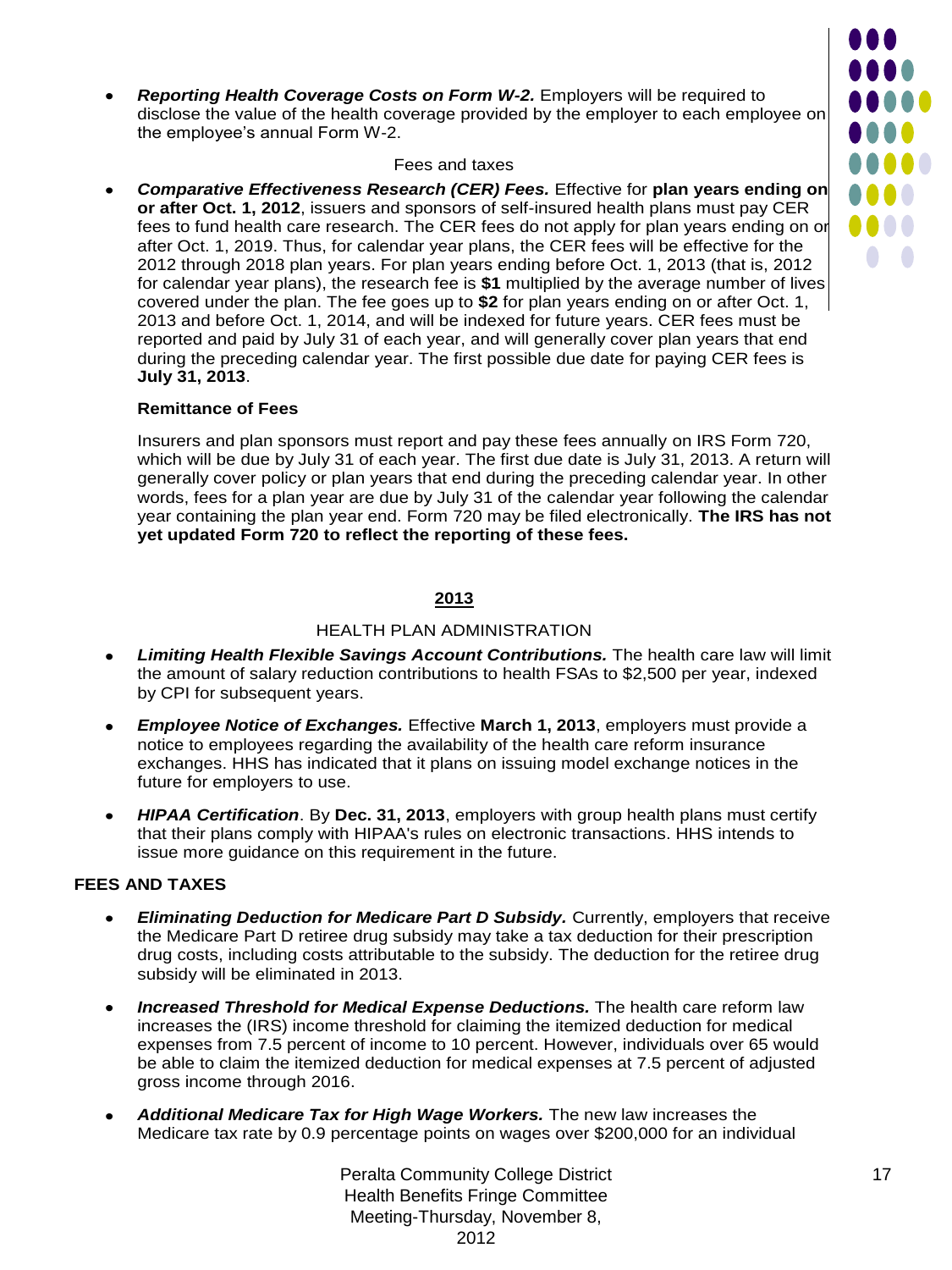- ***Reporting Health Coverage Costs on Form W-2.*** Employers will be required to disclose the value of the health coverage provided by the employer to each employee on the employee's annual Form W-2.

Fees and taxes

- ***Comparative Effectiveness Research (CER) Fees.*** Effective for **plan years ending on or after Oct. 1, 2012**, issuers and sponsors of self-insured health plans must pay CER fees to fund health care research. The CER fees do not apply for plan years ending on or after Oct. 1, 2019. Thus, for calendar year plans, the CER fees will be effective for the 2012 through 2018 plan years. For plan years ending before Oct. 1, 2013 (that is, 2012 for calendar year plans), the research fee is **$1** multiplied by the average number of lives covered under the plan. The fee goes up to **$2** for plan years ending on or after Oct. 1, 2013 and before Oct. 1, 2014, and will be indexed for future years. CER fees must be reported and paid by July 31 of each year, and will generally cover plan years that end during the preceding calendar year. The first possible due date for paying CER fees is **July 31, 2013**.

  **Remittance of Fees**

  Insurers and plan sponsors must report and pay these fees annually on IRS Form 720, which will be due by July 31 of each year. The first due date is July 31, 2013. A return will generally cover policy or plan years that end during the preceding calendar year. In other words, fees for a plan year are due by July 31 of the calendar year following the calendar year containing the plan year end. Form 720 may be filed electronically. **The IRS has not yet updated Form 720 to reflect the reporting of these fees.**

## 2013

HEALTH PLAN ADMINISTRATION

- ***Limiting Health Flexible Savings Account Contributions.*** The health care law will limit the amount of salary reduction contributions to health FSAs to $2,500 per year, indexed by CPI for subsequent years.
- ***Employee Notice of Exchanges.*** Effective **March 1, 2013**, employers must provide a notice to employees regarding the availability of the health care reform insurance exchanges. HHS has indicated that it plans on issuing model exchange notices in the future for employers to use.
- ***HIPAA Certification***. By **Dec. 31, 2013**, employers with group health plans must certify that their plans comply with HIPAA's rules on electronic transactions. HHS intends to issue more guidance on this requirement in the future.

**FEES AND TAXES**

- ***Eliminating Deduction for Medicare Part D Subsidy.*** Currently, employers that receive the Medicare Part D retiree drug subsidy may take a tax deduction for their prescription drug costs, including costs attributable to the subsidy. The deduction for the retiree drug subsidy will be eliminated in 2013.
- ***Increased Threshold for Medical Expense Deductions.*** The health care reform law increases the (IRS) income threshold for claiming the itemized deduction for medical expenses from 7.5 percent of income to 10 percent. However, individuals over 65 would be able to claim the itemized deduction for medical expenses at 7.5 percent of adjusted gross income through 2016.
- ***Additional Medicare Tax for High Wage Workers.*** The new law increases the Medicare tax rate by 0.9 percentage points on wages over $200,000 for an individual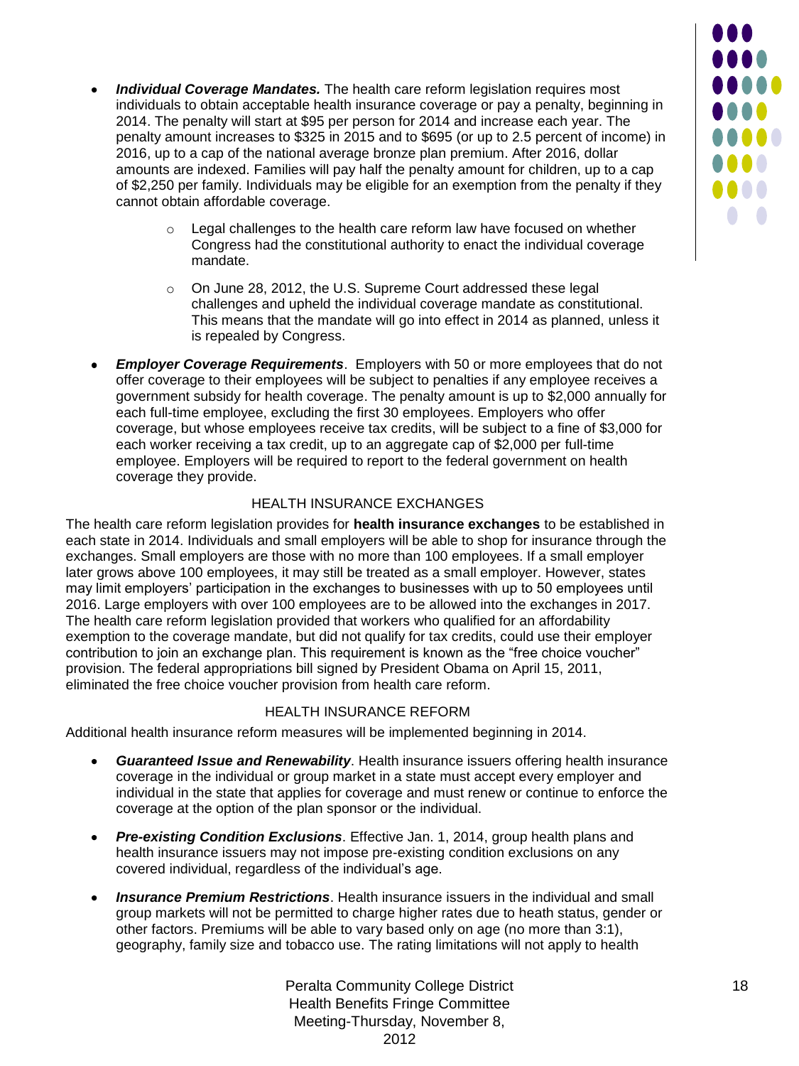- ***Individual Coverage Mandates.*** The health care reform legislation requires most individuals to obtain acceptable health insurance coverage or pay a penalty, beginning in 2014. The penalty will start at $95 per person for 2014 and increase each year. The penalty amount increases to $325 in 2015 and to $695 (or up to 2.5 percent of income) in 2016, up to a cap of the national average bronze plan premium. After 2016, dollar amounts are indexed. Families will pay half the penalty amount for children, up to a cap of $2,250 per family. Individuals may be eligible for an exemption from the penalty if they cannot obtain affordable coverage.
    - Legal challenges to the health care reform law have focused on whether Congress had the constitutional authority to enact the individual coverage mandate.
    - On June 28, 2012, the U.S. Supreme Court addressed these legal challenges and upheld the individual coverage mandate as constitutional. This means that the mandate will go into effect in 2014 as planned, unless it is repealed by Congress.
- ***Employer Coverage Requirements***. Employers with 50 or more employees that do not offer coverage to their employees will be subject to penalties if any employee receives a government subsidy for health coverage. The penalty amount is up to $2,000 annually for each full-time employee, excluding the first 30 employees. Employers who offer coverage, but whose employees receive tax credits, will be subject to a fine of $3,000 for each worker receiving a tax credit, up to an aggregate cap of $2,000 per full-time employee. Employers will be required to report to the federal government on health coverage they provide.

## HEALTH INSURANCE EXCHANGES

The health care reform legislation provides for **health insurance exchanges** to be established in each state in 2014. Individuals and small employers will be able to shop for insurance through the exchanges. Small employers are those with no more than 100 employees. If a small employer later grows above 100 employees, it may still be treated as a small employer. However, states may limit employers' participation in the exchanges to businesses with up to 50 employees until 2016. Large employers with over 100 employees are to be allowed into the exchanges in 2017. The health care reform legislation provided that workers who qualified for an affordability exemption to the coverage mandate, but did not qualify for tax credits, could use their employer contribution to join an exchange plan. This requirement is known as the "free choice voucher" provision. The federal appropriations bill signed by President Obama on April 15, 2011, eliminated the free choice voucher provision from health care reform.

## HEALTH INSURANCE REFORM

Additional health insurance reform measures will be implemented beginning in 2014.

- ***Guaranteed Issue and Renewability***. Health insurance issuers offering health insurance coverage in the individual or group market in a state must accept every employer and individual in the state that applies for coverage and must renew or continue to enforce the coverage at the option of the plan sponsor or the individual.
- ***Pre-existing Condition Exclusions***. Effective Jan. 1, 2014, group health plans and health insurance issuers may not impose pre-existing condition exclusions on any covered individual, regardless of the individual's age.
- ***Insurance Premium Restrictions***. Health insurance issuers in the individual and small group markets will not be permitted to charge higher rates due to heath status, gender or other factors. Premiums will be able to vary based only on age (no more than 3:1), geography, family size and tobacco use. The rating limitations will not apply to health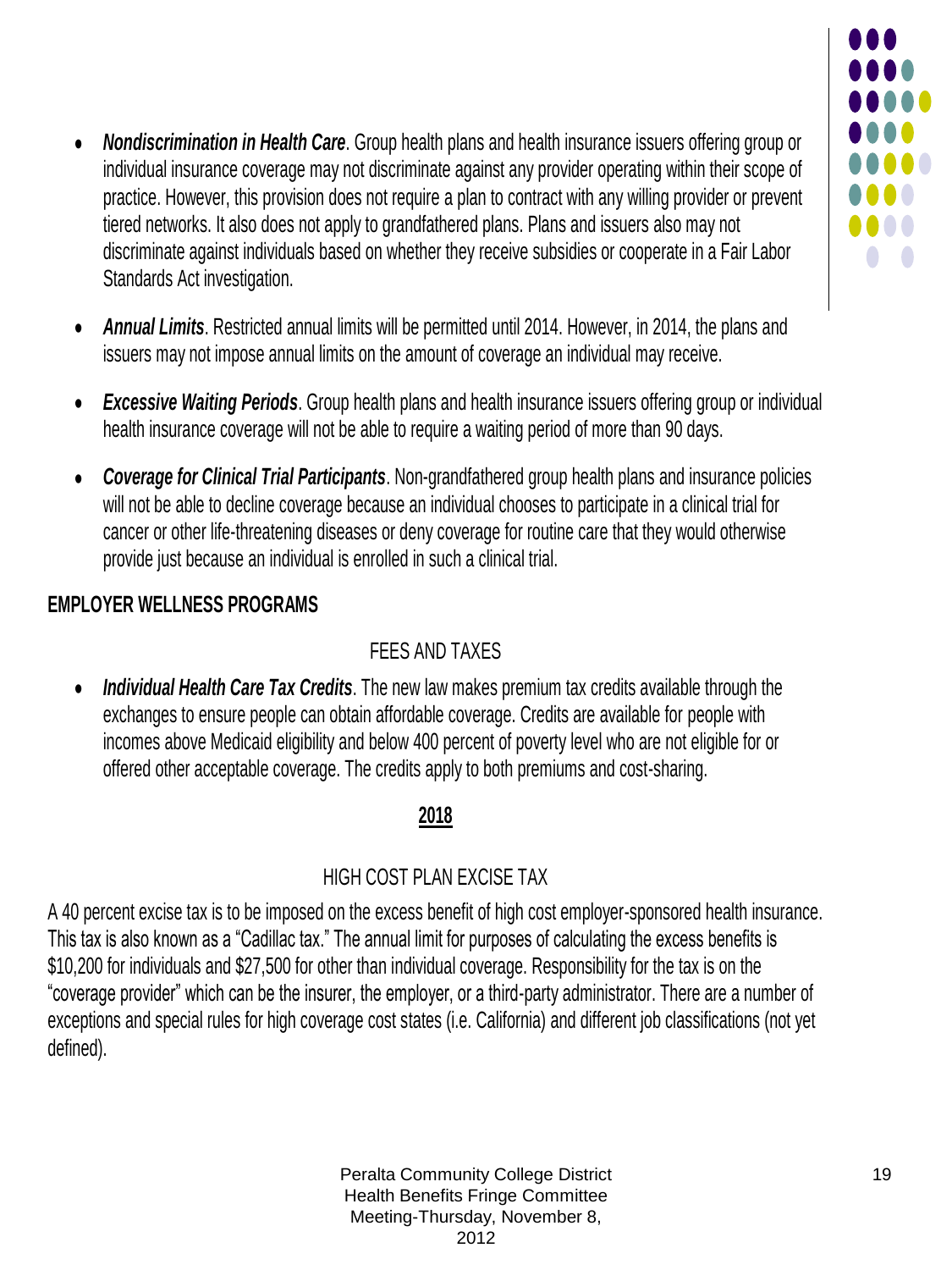- ***Nondiscrimination in Health Care***. Group health plans and health insurance issuers offering group or individual insurance coverage may not discriminate against any provider operating within their scope of practice. However, this provision does not require a plan to contract with any willing provider or prevent tiered networks. It also does not apply to grandfathered plans. Plans and issuers also may not discriminate against individuals based on whether they receive subsidies or cooperate in a Fair Labor Standards Act investigation.

- ***Annual Limits***. Restricted annual limits will be permitted until 2014. However, in 2014, the plans and issuers may not impose annual limits on the amount of coverage an individual may receive.

- ***Excessive Waiting Periods***. Group health plans and health insurance issuers offering group or individual health insurance coverage will not be able to require a waiting period of more than 90 days.

- ***Coverage for Clinical Trial Participants***. Non-grandfathered group health plans and insurance policies will not be able to decline coverage because an individual chooses to participate in a clinical trial for cancer or other life-threatening diseases or deny coverage for routine care that they would otherwise provide just because an individual is enrolled in such a clinical trial.

**EMPLOYER WELLNESS PROGRAMS**

FEES AND TAXES

- ***Individual Health Care Tax Credits***. The new law makes premium tax credits available through the exchanges to ensure people can obtain affordable coverage. Credits are available for people with incomes above Medicaid eligibility and below 400 percent of poverty level who are not eligible for or offered other acceptable coverage. The credits apply to both premiums and cost-sharing.

## 2018

HIGH COST PLAN EXCISE TAX

A 40 percent excise tax is to be imposed on the excess benefit of high cost employer-sponsored health insurance. This tax is also known as a "Cadillac tax." The annual limit for purposes of calculating the excess benefits is $10,200 for individuals and $27,500 for other than individual coverage. Responsibility for the tax is on the "coverage provider" which can be the insurer, the employer, or a third-party administrator. There are a number of exceptions and special rules for high coverage cost states (i.e. California) and different job classifications (not yet defined).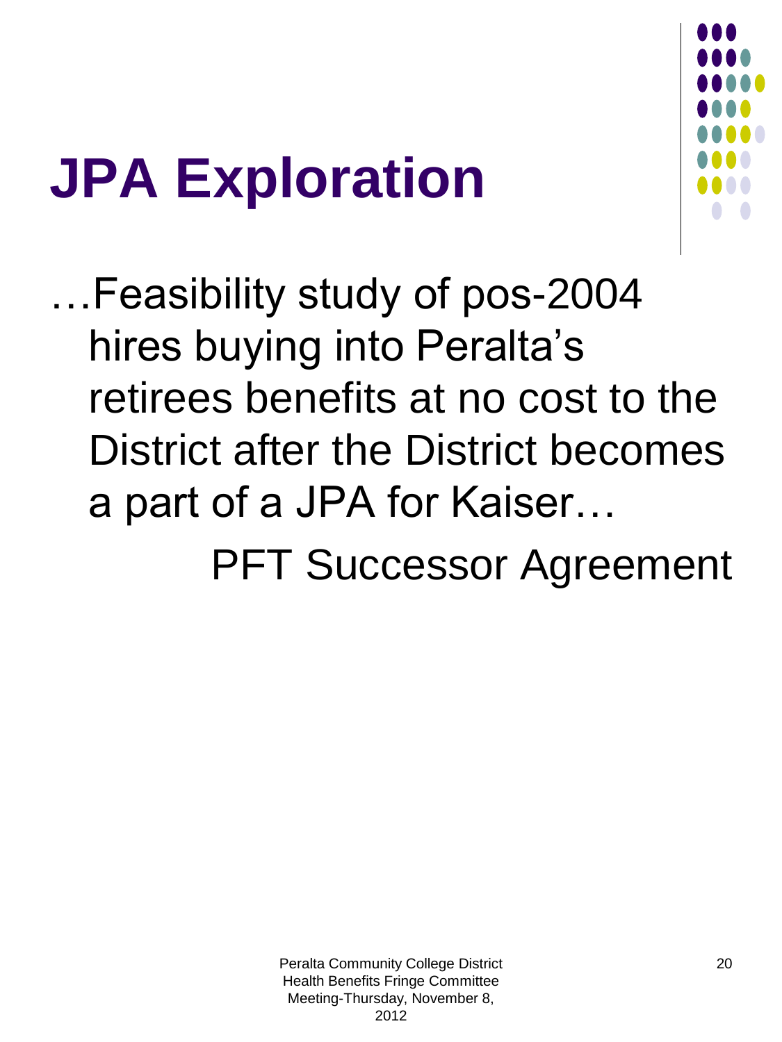# JPA Exploration

…Feasibility study of pos-2004 hires buying into Peralta's retirees benefits at no cost to the District after the District becomes a part of a JPA for Kaiser…

PFT Successor Agreement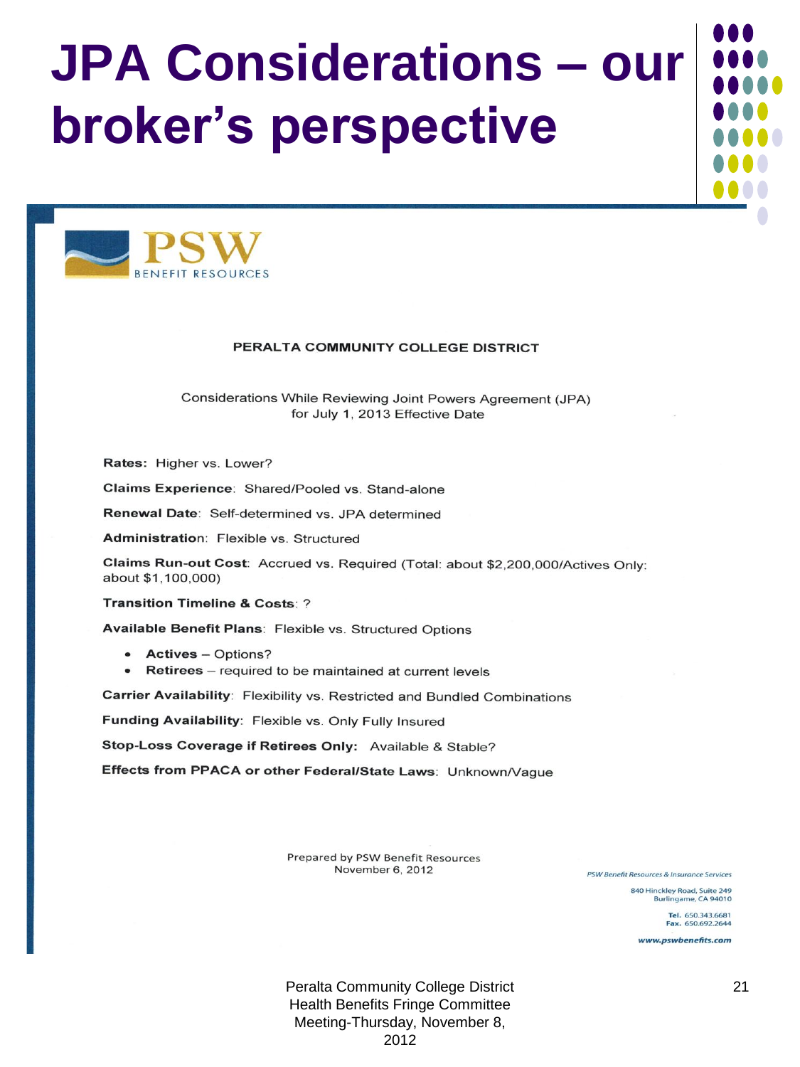# JPA Considerations – our broker's perspective

PSW
BENEFIT RESOURCES

**PERALTA COMMUNITY COLLEGE DISTRICT**

Considerations While Reviewing Joint Powers Agreement (JPA)
for July 1, 2013 Effective Date

**Rates:** Higher vs. Lower?

**Claims Experience**: Shared/Pooled vs. Stand-alone

**Renewal Date**: Self-determined vs. JPA determined

**Administration**: Flexible vs. Structured

**Claims Run-out Cost**: Accrued vs. Required (Total: about $2,200,000/Actives Only: about $1,100,000)

**Transition Timeline & Costs**: ?

**Available Benefit Plans**: Flexible vs. Structured Options

- **Actives** – Options?
- **Retirees** – required to be maintained at current levels

**Carrier Availability**: Flexibility vs. Restricted and Bundled Combinations

**Funding Availability**: Flexible vs. Only Fully Insured

**Stop-Loss Coverage if Retirees Only:** Available & Stable?

**Effects from PPACA or other Federal/State Laws**: Unknown/Vague

Prepared by PSW Benefit Resources
November 6, 2012

*PSW Benefit Resources & Insurance Services*

840 Hinckley Road, Suite 249
Burlingame, CA 94010

**Tel.** 650.343.6681
**Fax.** 650.692.2644

*www.pswbenefits.com*

Peralta Community College District
Health Benefits Fringe Committee
Meeting-Thursday, November 8, 2012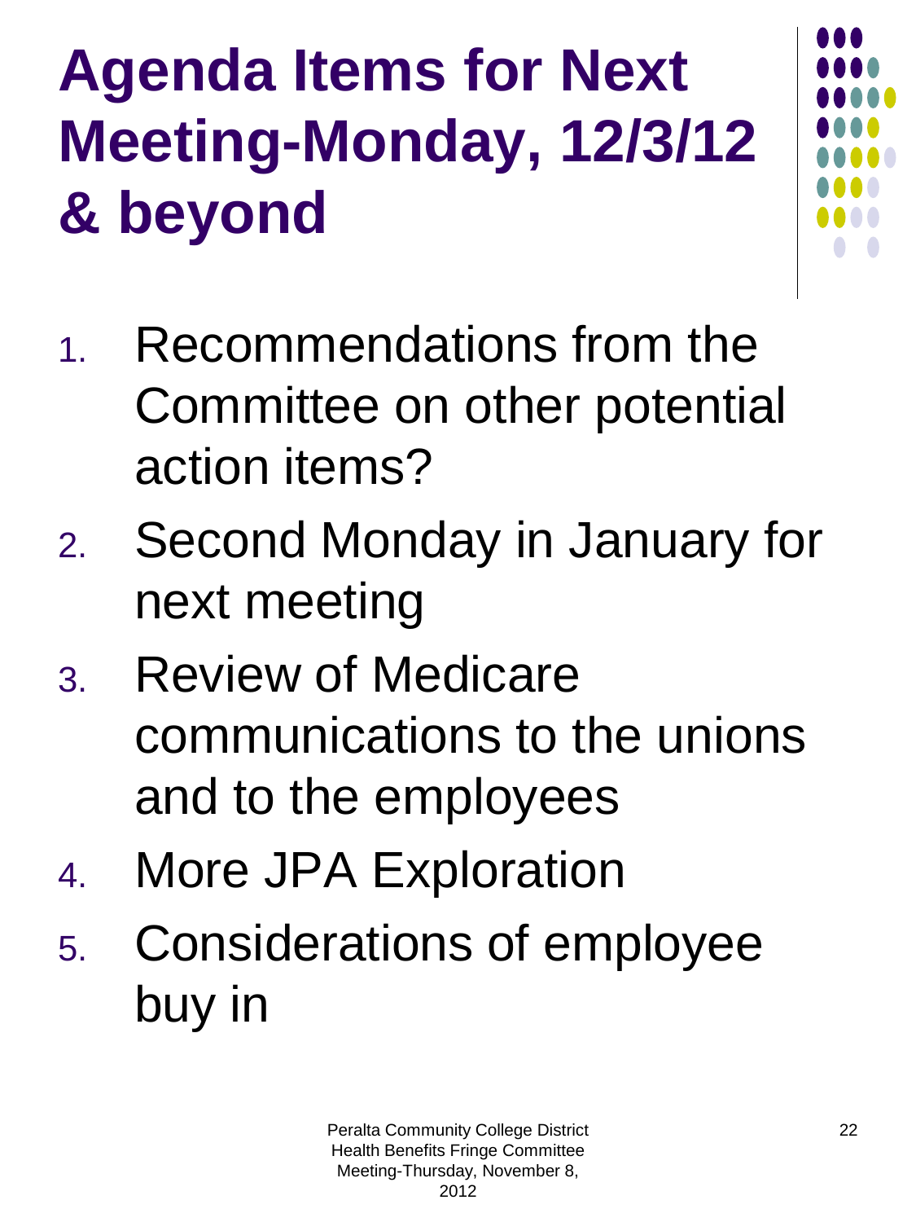# Agenda Items for Next Meeting-Monday, 12/3/12 & beyond

1. Recommendations from the Committee on other potential action items?
2. Second Monday in January for next meeting
3. Review of Medicare communications to the unions and to the employees
4. More JPA Exploration
5. Considerations of employee buy in